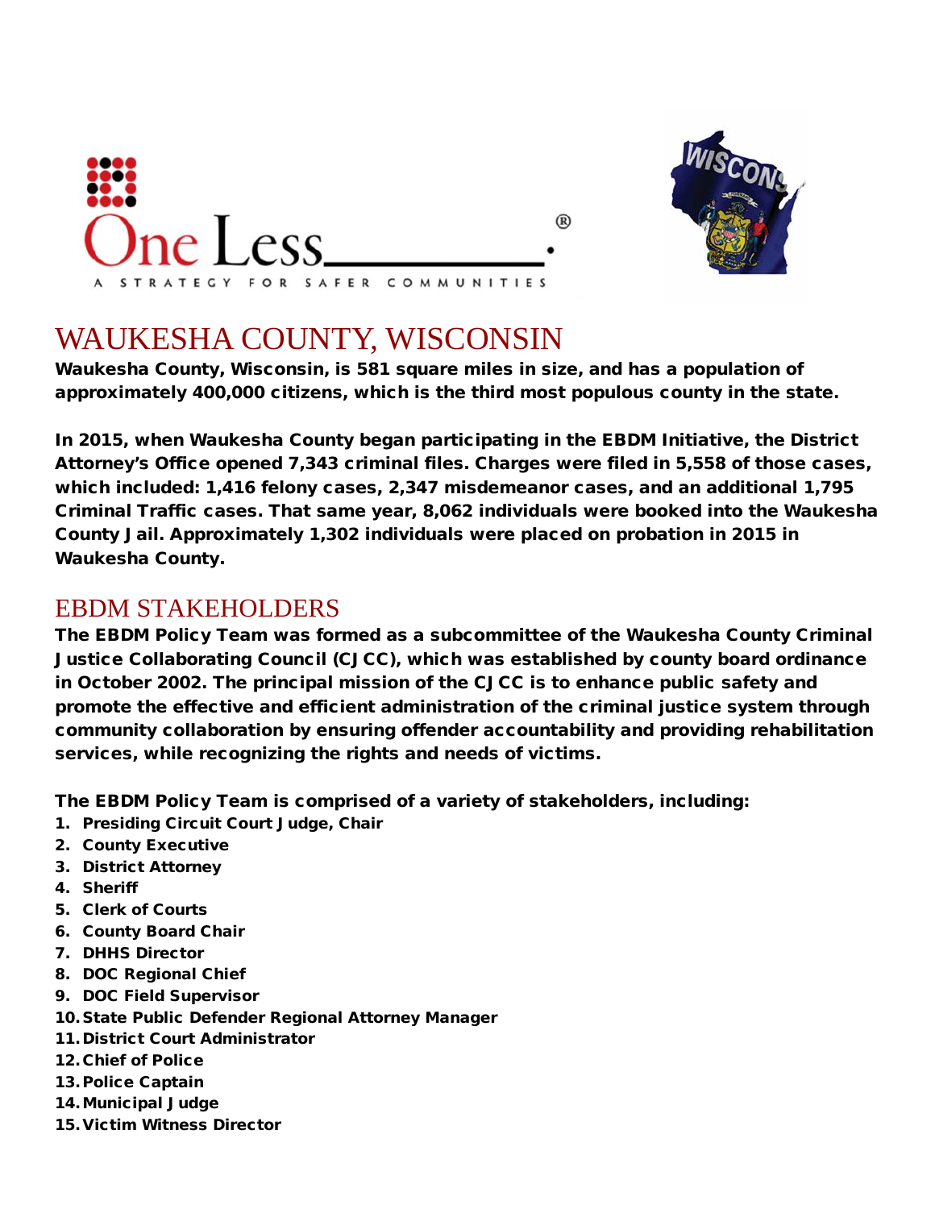# WAUKESHA COUNTY, WISCONSIN

**Waukesha County, Wisconsin, is 581 square miles in size, and has a population of approximately 400,000 citizens, which is the third most populous county in the state.**

**In 2015, when Waukesha County began participating in the EBDM Initiative, the District Attorney's Office opened 7,343 criminal files. Charges were filed in 5,558 of those cases, which included: 1,416 felony cases, 2,347 misdemeanor cases, and an additional 1,795 Criminal Traffic cases. That same year, 8,062 individuals were booked into the Waukesha County Jail. Approximately 1,302 individuals were placed on probation in 2015 in Waukesha County.**

## EBDM STAKEHOLDERS

**The EBDM Policy Team was formed as a subcommittee of the Waukesha County Criminal Justice Collaborating Council (CJCC), which was established by county board ordinance in October 2002. The principal mission of the CJCC is to enhance public safety and promote the effective and efficient administration of the criminal justice system through community collaboration by ensuring offender accountability and providing rehabilitation services, while recognizing the rights and needs of victims.**

**The EBDM Policy Team is comprised of a variety of stakeholders, including:**

1. **Presiding Circuit Court Judge, Chair**
2. **County Executive**
3. **District Attorney**
4. **Sheriff**
5. **Clerk of Courts**
6. **County Board Chair**
7. **DHHS Director**
8. **DOC Regional Chief**
9. **DOC Field Supervisor**
10. **State Public Defender Regional Attorney Manager**
11. **District Court Administrator**
12. **Chief of Police**
13. **Police Captain**
14. **Municipal Judge**
15. **Victim Witness Director**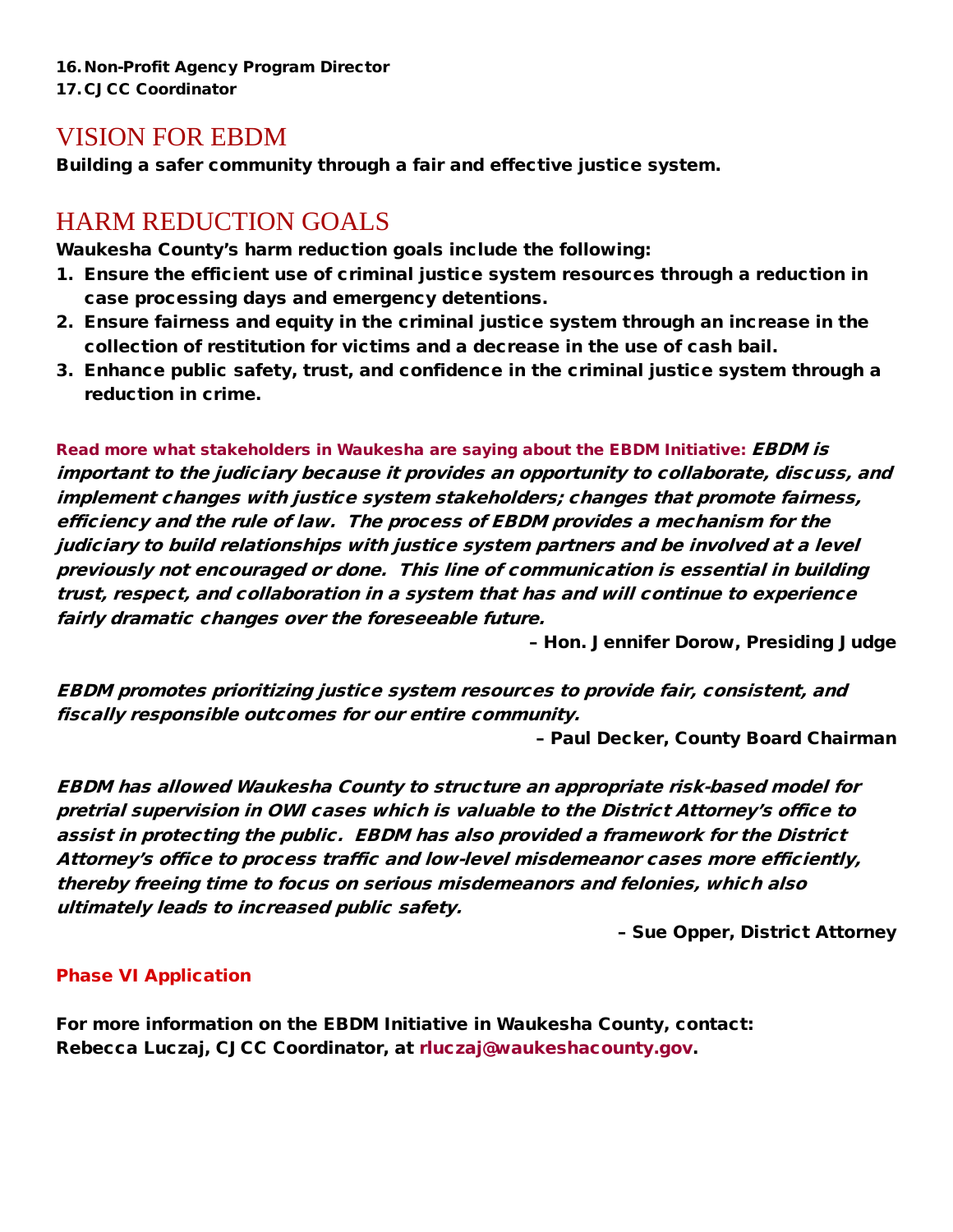16. **Non-Profit Agency Program Director**
17. **CJCC Coordinator**

## VISION FOR EBDM

**Building a safer community through a fair and effective justice system.**

## HARM REDUCTION GOALS

**Waukesha County's harm reduction goals include the following:**

1. **Ensure the efficient use of criminal justice system resources through a reduction in case processing days and emergency detentions.**
2. **Ensure fairness and equity in the criminal justice system through an increase in the collection of restitution for victims and a decrease in the use of cash bail.**
3. **Enhance public safety, trust, and confidence in the criminal justice system through a reduction in crime.**

**Read more what stakeholders in Waukesha are saying about the EBDM Initiative:** ***EBDM is important to the judiciary because it provides an opportunity to collaborate, discuss, and implement changes with justice system stakeholders; changes that promote fairness, efficiency and the rule of law. The process of EBDM provides a mechanism for the judiciary to build relationships with justice system partners and be involved at a level previously not encouraged or done. This line of communication is essential in building trust, respect, and collaboration in a system that has and will continue to experience fairly dramatic changes over the foreseeable future.***

**– Hon. Jennifer Dorow, Presiding Judge**

***EBDM promotes prioritizing justice system resources to provide fair, consistent, and fiscally responsible outcomes for our entire community.***

**– Paul Decker, County Board Chairman**

***EBDM has allowed Waukesha County to structure an appropriate risk-based model for pretrial supervision in OWI cases which is valuable to the District Attorney's office to assist in protecting the public. EBDM has also provided a framework for the District Attorney's office to process traffic and low-level misdemeanor cases more efficiently, thereby freeing time to focus on serious misdemeanors and felonies, which also ultimately leads to increased public safety.***

**– Sue Opper, District Attorney**

**Phase VI Application**

**For more information on the EBDM Initiative in Waukesha County, contact:**
**Rebecca Luczaj, CJCC Coordinator, at rluczaj@waukeshacounty.gov.**